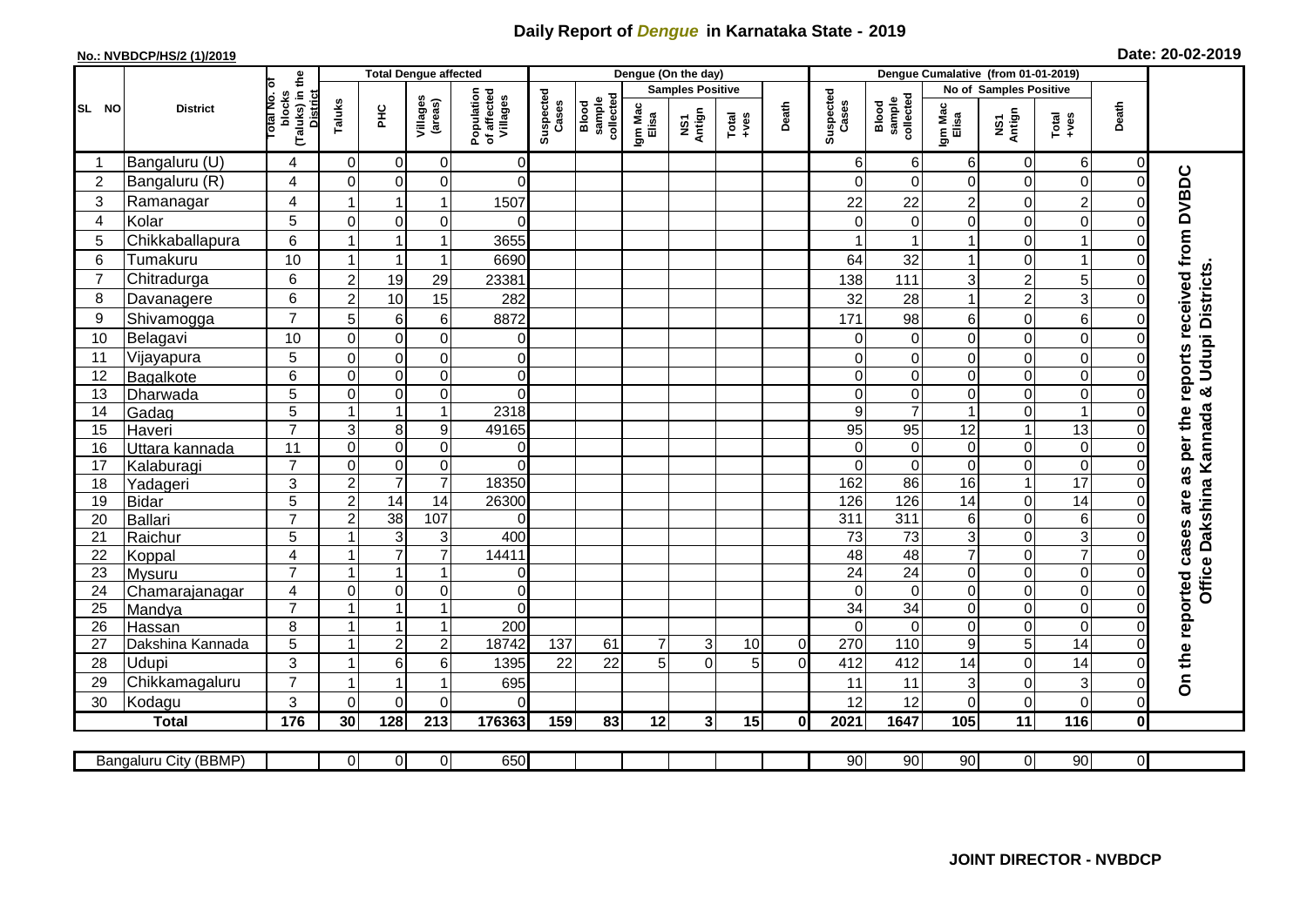# Daily Report of *Dengue* in Karnataka State - 2019

**No.: NVBDCP/HS/2 (1)/2019**

**Date: 20-02-2019**

| SL NO | District | Total No. of blocks (Taluks) in the District | Total Dengue affected | | | | Dengue (On the day) | | | | | | | Dengue Cumalative (from 01-01-2019) | | | | | | | |
|---|---|---|---|---|---|---|---|---|---|---|---|---|---|---|---|---|---|---|---|---|
| | | | Taluks | PHC | Villages (areas) | Population of affected Villages | Suspected Cases | Blood sample collected | Samples Positive | | | Death | Suspected Cases | Blood sample collected | No of Samples Positive | | | Death | |
| | | | | | | | | | Igm Mac Elisa | NS1 Antign | Total +ves | | | | Igm Mac Elisa | NS1 Antign | Total +ves | | |
| 1 | Bangaluru (U) | 4 | 0 | 0 | 0 | 0 | | | | | | | 6 | 6 | 6 | 0 | 6 | 0 | On the reported cases are as per the reports received from DVBDC Office Dakshina Kannada & Udupi Districts. |
| 2 | Bangaluru (R) | 4 | 0 | 0 | 0 | 0 | | | | | | | 0 | 0 | 0 | 0 | 0 | 0 | |
| 3 | Ramanagar | 4 | 1 | 1 | 1 | 1507 | | | | | | | 22 | 22 | 2 | 0 | 2 | 0 | |
| 4 | Kolar | 5 | 0 | 0 | 0 | 0 | | | | | | | 0 | 0 | 0 | 0 | 0 | 0 | |
| 5 | Chikkaballapura | 6 | 1 | 1 | 1 | 3655 | | | | | | | 1 | 1 | 1 | 0 | 1 | 0 | |
| 6 | Tumakuru | 10 | 1 | 1 | 1 | 6690 | | | | | | | 64 | 32 | 1 | 0 | 1 | 0 | |
| 7 | Chitradurga | 6 | 2 | 19 | 29 | 23381 | | | | | | | 138 | 111 | 3 | 2 | 5 | 0 | |
| 8 | Davanagere | 6 | 2 | 10 | 15 | 282 | | | | | | | 32 | 28 | 1 | 2 | 3 | 0 | |
| 9 | Shivamogga | 7 | 5 | 6 | 6 | 8872 | | | | | | | 171 | 98 | 6 | 0 | 6 | 0 | |
| 10 | Belagavi | 10 | 0 | 0 | 0 | 0 | | | | | | | 0 | 0 | 0 | 0 | 0 | 0 | |
| 11 | Vijayapura | 5 | 0 | 0 | 0 | 0 | | | | | | | 0 | 0 | 0 | 0 | 0 | 0 | |
| 12 | Bagalkote | 6 | 0 | 0 | 0 | 0 | | | | | | | 0 | 0 | 0 | 0 | 0 | 0 | |
| 13 | Dharwada | 5 | 0 | 0 | 0 | 0 | | | | | | | 0 | 0 | 0 | 0 | 0 | 0 | |
| 14 | Gadag | 5 | 1 | 1 | 1 | 2318 | | | | | | | 9 | 7 | 1 | 0 | 1 | 0 | |
| 15 | Haveri | 7 | 3 | 8 | 9 | 49165 | | | | | | | 95 | 95 | 12 | 1 | 13 | 0 | |
| 16 | Uttara kannada | 11 | 0 | 0 | 0 | 0 | | | | | | | 0 | 0 | 0 | 0 | 0 | 0 | |
| 17 | Kalaburagi | 7 | 0 | 0 | 0 | 0 | | | | | | | 0 | 0 | 0 | 0 | 0 | 0 | |
| 18 | Yadageri | 3 | 2 | 7 | 7 | 18350 | | | | | | | 162 | 86 | 16 | 1 | 17 | 0 | |
| 19 | Bidar | 5 | 2 | 14 | 14 | 26300 | | | | | | | 126 | 126 | 14 | 0 | 14 | 0 | |
| 20 | Ballari | 7 | 2 | 38 | 107 | 0 | | | | | | | 311 | 311 | 6 | 0 | 6 | 0 | |
| 21 | Raichur | 5 | 1 | 3 | 3 | 400 | | | | | | | 73 | 73 | 3 | 0 | 3 | 0 | |
| 22 | Koppal | 4 | 1 | 7 | 7 | 14411 | | | | | | | 48 | 48 | 7 | 0 | 7 | 0 | |
| 23 | Mysuru | 7 | 1 | 1 | 1 | 0 | | | | | | | 24 | 24 | 0 | 0 | 0 | 0 | |
| 24 | Chamarajanagar | 4 | 0 | 0 | 0 | 0 | | | | | | | 0 | 0 | 0 | 0 | 0 | 0 | |
| 25 | Mandya | 7 | 1 | 1 | 1 | 0 | | | | | | | 34 | 34 | 0 | 0 | 0 | 0 | |
| 26 | Hassan | 8 | 1 | 1 | 1 | 200 | | | | | | | 0 | 0 | 0 | 0 | 0 | 0 | |
| 27 | Dakshina Kannada | 5 | 1 | 2 | 2 | 18742 | 137 | 61 | 7 | 3 | 10 | 0 | 270 | 110 | 9 | 5 | 14 | 0 | |
| 28 | Udupi | 3 | 1 | 6 | 6 | 1395 | 22 | 22 | 5 | 0 | 5 | 0 | 412 | 412 | 14 | 0 | 14 | 0 | |
| 29 | Chikkamagaluru | 7 | 1 | 1 | 1 | 695 | | | | | | | 11 | 11 | 3 | 0 | 3 | 0 | |
| 30 | Kodagu | 3 | 0 | 0 | 0 | 0 | | | | | | | 12 | 12 | 0 | 0 | 0 | 0 | |
| | **Total** | **176** | **30** | **128** | **213** | **176363** | **159** | **83** | **12** | **3** | **15** | **0** | **2021** | **1647** | **105** | **11** | **116** | **0** | |

| Bangaluru City (BBMP) | | 0 | 0 | 0 | 650 | | | | | | | 90 | 90 | 90 | 0 | 90 | 0 |
|---|---|---|---|---|---|---|---|---|---|---|---|---|---|---|---|---|---|

**JOINT DIRECTOR - NVBDCP**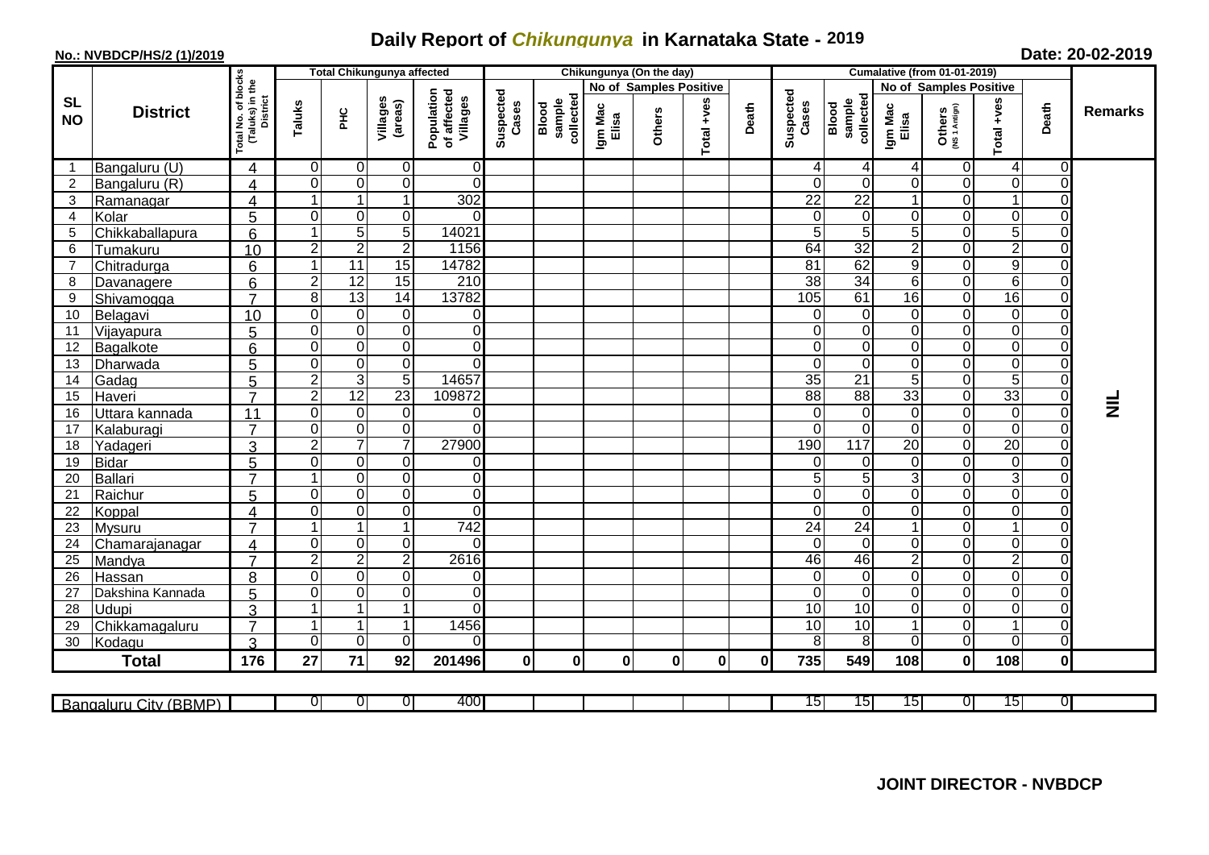# Daily Report of *Chikungunya* in Karnataka State - 2019

**No.: NVBDCP/HS/2 (1)/2019** **Date: 20-02-2019**

| SL NO | District | Total No. of blocks (Taluks) in the District | Total Chikungunya affected | | | | Chikungunya (On the day) | | | | | | | Cumalative (from 01-01-2019) | | | | | | | Remarks |
|---|---|---|---|---|---|---|---|---|---|---|---|---|---|---|---|---|---|---|---|---|---|
| | | | Taluks | PHC | Villages (areas) | Population of affected Villages | Suspected Cases | Blood sample collected | No of Samples Positive | | | Death | Suspected Cases | Blood sample collected | No of Samples Positive | | | Death | |
| | | | | | | | | | Igm Mac Elisa | Others | Total +ves | | | | Igm Mac Elisa | Others (NS 1 Antign) | Total +ves | | |
| 1 | Bangaluru (U) | 4 | 0 | 0 | 0 | 0 | | | | | | | 4 | 4 | 4 | 0 | 4 | 0 | NIL |
| 2 | Bangaluru (R) | 4 | 0 | 0 | 0 | 0 | | | | | | | 0 | 0 | 0 | 0 | 0 | 0 | |
| 3 | Ramanagar | 4 | 1 | 1 | 1 | 302 | | | | | | | 22 | 22 | 1 | 0 | 1 | 0 | |
| 4 | Kolar | 5 | 0 | 0 | 0 | 0 | | | | | | | 0 | 0 | 0 | 0 | 0 | 0 | |
| 5 | Chikkaballapura | 6 | 1 | 5 | 5 | 14021 | | | | | | | 5 | 5 | 5 | 0 | 5 | 0 | |
| 6 | Tumakuru | 10 | 2 | 2 | 2 | 1156 | | | | | | | 64 | 32 | 2 | 0 | 2 | 0 | |
| 7 | Chitradurga | 6 | 1 | 11 | 15 | 14782 | | | | | | | 81 | 62 | 9 | 0 | 9 | 0 | |
| 8 | Davanagere | 6 | 2 | 12 | 15 | 210 | | | | | | | 38 | 34 | 6 | 0 | 6 | 0 | |
| 9 | Shivamogga | 7 | 8 | 13 | 14 | 13782 | | | | | | | 105 | 61 | 16 | 0 | 16 | 0 | |
| 10 | Belagavi | 10 | 0 | 0 | 0 | 0 | | | | | | | 0 | 0 | 0 | 0 | 0 | 0 | |
| 11 | Vijayapura | 5 | 0 | 0 | 0 | 0 | | | | | | | 0 | 0 | 0 | 0 | 0 | 0 | |
| 12 | Bagalkote | 6 | 0 | 0 | 0 | 0 | | | | | | | 0 | 0 | 0 | 0 | 0 | 0 | |
| 13 | Dharwada | 5 | 0 | 0 | 0 | 0 | | | | | | | 0 | 0 | 0 | 0 | 0 | 0 | |
| 14 | Gadag | 5 | 2 | 3 | 5 | 14657 | | | | | | | 35 | 21 | 5 | 0 | 5 | 0 | |
| 15 | Haveri | 7 | 2 | 12 | 23 | 109872 | | | | | | | 88 | 88 | 33 | 0 | 33 | 0 | |
| 16 | Uttara kannada | 11 | 0 | 0 | 0 | 0 | | | | | | | 0 | 0 | 0 | 0 | 0 | 0 | |
| 17 | Kalaburagi | 7 | 0 | 0 | 0 | 0 | | | | | | | 0 | 0 | 0 | 0 | 0 | 0 | |
| 18 | Yadageri | 3 | 2 | 7 | 7 | 27900 | | | | | | | 190 | 117 | 20 | 0 | 20 | 0 | |
| 19 | Bidar | 5 | 0 | 0 | 0 | 0 | | | | | | | 0 | 0 | 0 | 0 | 0 | 0 | |
| 20 | Ballari | 7 | 1 | 0 | 0 | 0 | | | | | | | 5 | 5 | 3 | 0 | 3 | 0 | |
| 21 | Raichur | 5 | 0 | 0 | 0 | 0 | | | | | | | 0 | 0 | 0 | 0 | 0 | 0 | |
| 22 | Koppal | 4 | 0 | 0 | 0 | 0 | | | | | | | 0 | 0 | 0 | 0 | 0 | 0 | |
| 23 | Mysuru | 7 | 1 | 1 | 1 | 742 | | | | | | | 24 | 24 | 1 | 0 | 1 | 0 | |
| 24 | Chamarajanagar | 4 | 0 | 0 | 0 | 0 | | | | | | | 0 | 0 | 0 | 0 | 0 | 0 | |
| 25 | Mandya | 7 | 2 | 2 | 2 | 2616 | | | | | | | 46 | 46 | 2 | 0 | 2 | 0 | |
| 26 | Hassan | 8 | 0 | 0 | 0 | 0 | | | | | | | 0 | 0 | 0 | 0 | 0 | 0 | |
| 27 | Dakshina Kannada | 5 | 0 | 0 | 0 | 0 | | | | | | | 0 | 0 | 0 | 0 | 0 | 0 | |
| 28 | Udupi | 3 | 1 | 1 | 1 | 0 | | | | | | | 10 | 10 | 0 | 0 | 0 | 0 | |
| 29 | Chikkamagaluru | 7 | 1 | 1 | 1 | 1456 | | | | | | | 10 | 10 | 1 | 0 | 1 | 0 | |
| 30 | Kodagu | 3 | 0 | 0 | 0 | 0 | | | | | | | 8 | 8 | 0 | 0 | 0 | 0 | |
| | **Total** | **176** | **27** | **71** | **92** | **201496** | **0** | **0** | **0** | **0** | **0** | **0** | **735** | **549** | **108** | **0** | **108** | **0** | |

| | | | | | | | | | | | | | | | | | | |
|---|---|---|---|---|---|---|---|---|---|---|---|---|---|---|---|---|---|---|
| Bangaluru City (BBMP) | | 0 | 0 | 0 | 400 | | | | | | | 15 | 15 | 15 | 0 | 15 | 0 | |

**JOINT DIRECTOR - NVBDCP**